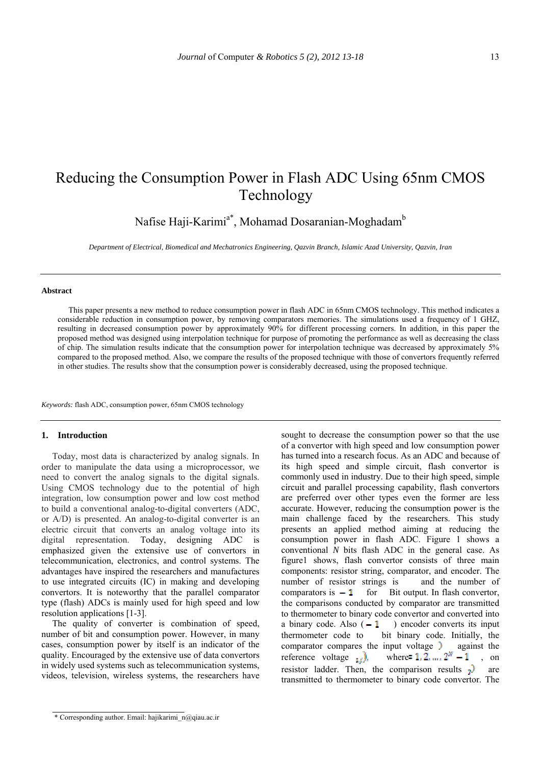# Reducing the Consumption Power in Flash ADC Using 65nm CMOS Technology

Nafise Haji-Karimi[a*], Mohamad Dosaranian-Moghadam[b]

*Department of Electrical, Biomedical and Mechatronics Engineering, Qazvin Branch, Islamic Azad University, Qazvin, Iran*

---

**Abstract**

This paper presents a new method to reduce consumption power in flash ADC in 65nm CMOS technology. This method indicates a considerable reduction in consumption power, by removing comparators memories. The simulations used a frequency of 1 GHZ, resulting in decreased consumption power by approximately 90% for different processing corners. In addition, in this paper the proposed method was designed using interpolation technique for purpose of promoting the performance as well as decreasing the class of chip. The simulation results indicate that the consumption power for interpolation technique was decreased by approximately 5% compared to the proposed method. Also, we compare the results of the proposed technique with those of convertors frequently referred in other studies. The results show that the consumption power is considerably decreased, using the proposed technique.

*Keywords:* flash ADC, consumption power, 65nm CMOS technology

---

## 1. Introduction

Today, most data is characterized by analog signals. In order to manipulate the data using a microprocessor, we need to convert the analog signals to the digital signals. Using CMOS technology due to the potential of high integration, low consumption power and low cost method to build a conventional analog-to-digital converters (ADC, or A/D) is presented. An analog-to-digital converter is an electric circuit that converts an analog voltage into its digital representation. Today, designing ADC is emphasized given the extensive use of convertors in telecommunication, electronics, and control systems. The advantages have inspired the researchers and manufactures to use integrated circuits (IC) in making and developing convertors. It is noteworthy that the parallel comparator type (flash) ADCs is mainly used for high speed and low resolution applications [1-3].

The quality of converter is combination of speed, number of bit and consumption power. However, in many cases, consumption power by itself is an indicator of the quality. Encouraged by the extensive use of data convertors in widely used systems such as telecommunication systems, videos, television, wireless systems, the researchers have sought to decrease the consumption power so that the use of a convertor with high speed and low consumption power has turned into a research focus. As an ADC and because of its high speed and simple circuit, flash convertor is commonly used in industry. Due to their high speed, simple circuit and parallel processing capability, flash convertors are preferred over other types even the former are less accurate. However, reducing the consumption power is the main challenge faced by the researchers. This study presents an applied method aiming at reducing the consumption power in flash ADC. Figure 1 shows a conventional *N* bits flash ADC in the general case. As figure1 shows, flash convertor consists of three main components: resistor string, comparator, and encoder. The number of resistor strings is $2^N$ and the number of comparators is $2^N - 1$ for $N$ Bit output. In flash convertor, the comparisons conducted by comparator are transmitted to thermometer to binary code convertor and converted into a binary code. Also ($2^N - 1$) encoder converts its input thermometer code to $N$ bit binary code. Initially, the comparator compares the input voltage ($V_{in}$) against the reference voltage ($V_{ref,i}$), where $i = 1, 2, \ldots, 2^N - 1$, on resistor ladder. Then, the comparison results ($T_i$) are transmitted to thermometer to binary code convertor. The

---

\* Corresponding author. Email: hajikarimi_n@qiau.ac.ir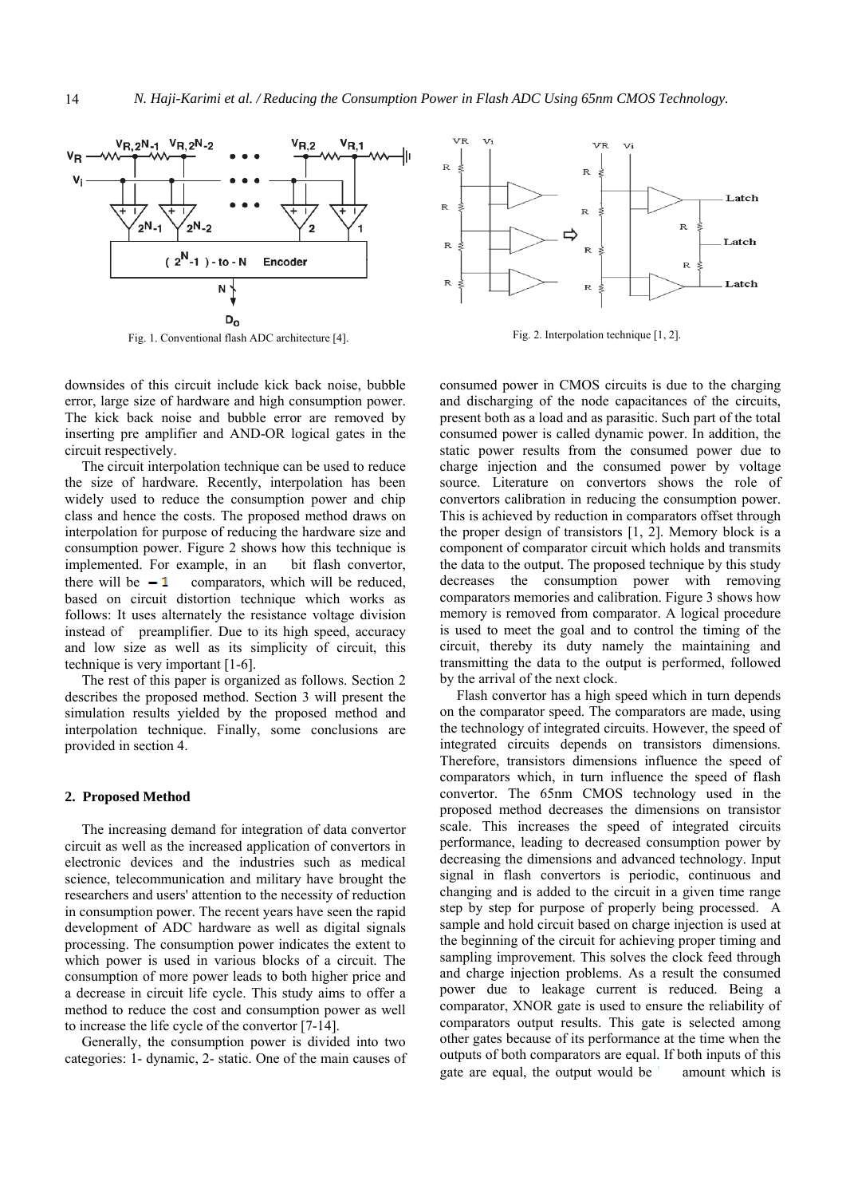Fig. 1. Conventional flash ADC architecture [4].

Fig. 2. Interpolation technique [1, 2].

downsides of this circuit include kick back noise, bubble error, large size of hardware and high consumption power. The kick back noise and bubble error are removed by inserting pre amplifier and AND-OR logical gates in the circuit respectively.

The circuit interpolation technique can be used to reduce the size of hardware. Recently, interpolation has been widely used to reduce the consumption power and chip class and hence the costs. The proposed method draws on interpolation for purpose of reducing the hardware size and consumption power. Figure 2 shows how this technique is implemented. For example, in an bit flash convertor, there will be $-1$ comparators, which will be reduced, based on circuit distortion technique which works as follows: It uses alternately the resistance voltage division instead of preamplifier. Due to its high speed, accuracy and low size as well as its simplicity of circuit, this technique is very important [1-6].

The rest of this paper is organized as follows. Section 2 describes the proposed method. Section 3 will present the simulation results yielded by the proposed method and interpolation technique. Finally, some conclusions are provided in section 4.

## 2. Proposed Method

The increasing demand for integration of data convertor circuit as well as the increased application of convertors in electronic devices and the industries such as medical science, telecommunication and military have brought the researchers and users' attention to the necessity of reduction in consumption power. The recent years have seen the rapid development of ADC hardware as well as digital signals processing. The consumption power indicates the extent to which power is used in various blocks of a circuit. The consumption of more power leads to both higher price and a decrease in circuit life cycle. This study aims to offer a method to reduce the cost and consumption power as well to increase the life cycle of the convertor [7-14].

Generally, the consumption power is divided into two categories: 1- dynamic, 2- static. One of the main causes of consumed power in CMOS circuits is due to the charging and discharging of the node capacitances of the circuits, present both as a load and as parasitic. Such part of the total consumed power is called dynamic power. In addition, the static power results from the consumed power due to charge injection and the consumed power by voltage source. Literature on convertors shows the role of convertors calibration in reducing the consumption power. This is achieved by reduction in comparators offset through the proper design of transistors [1, 2]. Memory block is a component of comparator circuit which holds and transmits the data to the output. The proposed technique by this study decreases the consumption power with removing comparators memories and calibration. Figure 3 shows how memory is removed from comparator. A logical procedure is used to meet the goal and to control the timing of the circuit, thereby its duty namely the maintaining and transmitting the data to the output is performed, followed by the arrival of the next clock.

Flash convertor has a high speed which in turn depends on the comparator speed. The comparators are made, using the technology of integrated circuits. However, the speed of integrated circuits depends on transistors dimensions. Therefore, transistors dimensions influence the speed of comparators which, in turn influence the speed of flash convertor. The 65nm CMOS technology used in the proposed method decreases the dimensions on transistor scale. This increases the speed of integrated circuits performance, leading to decreased consumption power by decreasing the dimensions and advanced technology. Input signal in flash convertors is periodic, continuous and changing and is added to the circuit in a given time range step by step for purpose of properly being processed. A sample and hold circuit based on charge injection is used at the beginning of the circuit for achieving proper timing and sampling improvement. This solves the clock feed through and charge injection problems. As a result the consumed power due to leakage current is reduced. Being a comparator, XNOR gate is used to ensure the reliability of comparators output results. This gate is selected among other gates because of its performance at the time when the outputs of both comparators are equal. If both inputs of this gate are equal, the output would be amount which is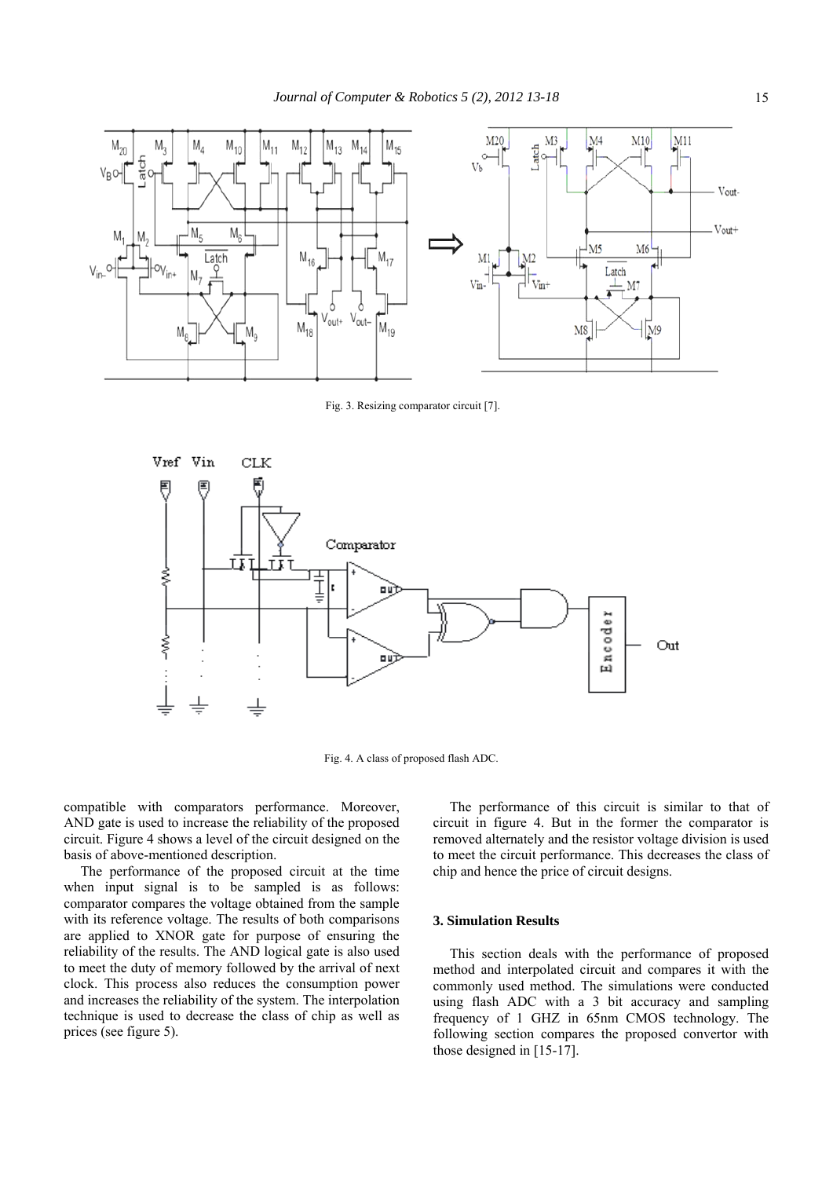Fig. 3. Resizing comparator circuit [7].

Fig. 4. A class of proposed flash ADC.

compatible with comparators performance. Moreover, AND gate is used to increase the reliability of the proposed circuit. Figure 4 shows a level of the circuit designed on the basis of above-mentioned description.

The performance of the proposed circuit at the time when input signal is to be sampled is as follows: comparator compares the voltage obtained from the sample with its reference voltage. The results of both comparisons are applied to XNOR gate for purpose of ensuring the reliability of the results. The AND logical gate is also used to meet the duty of memory followed by the arrival of next clock. This process also reduces the consumption power and increases the reliability of the system. The interpolation technique is used to decrease the class of chip as well as prices (see figure 5).

The performance of this circuit is similar to that of circuit in figure 4. But in the former the comparator is removed alternately and the resistor voltage division is used to meet the circuit performance. This decreases the class of chip and hence the price of circuit designs.

## 3. Simulation Results

This section deals with the performance of proposed method and interpolated circuit and compares it with the commonly used method. The simulations were conducted using flash ADC with a 3 bit accuracy and sampling frequency of 1 GHZ in 65nm CMOS technology. The following section compares the proposed convertor with those designed in [15-17].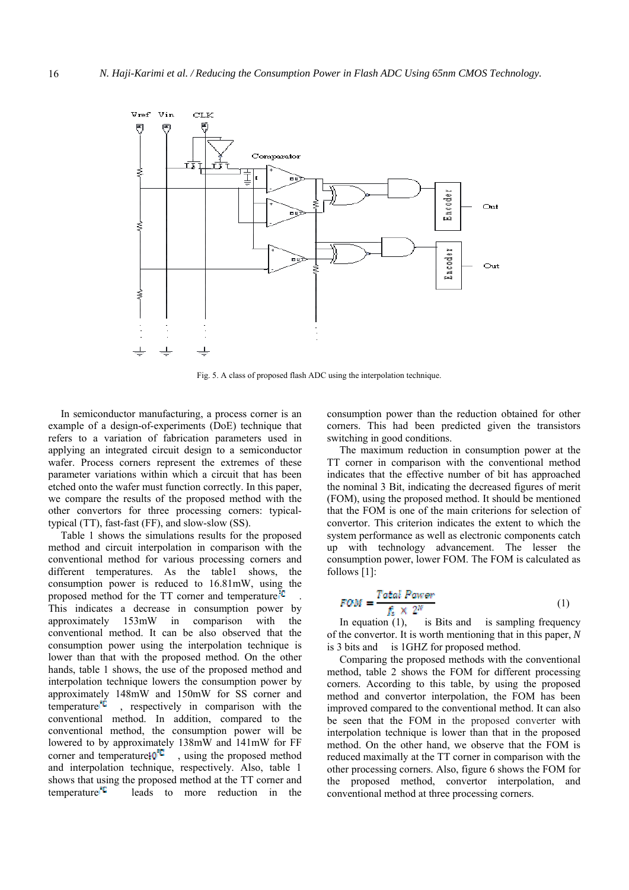Fig. 5. A class of proposed flash ADC using the interpolation technique.

In semiconductor manufacturing, a process corner is an example of a design-of-experiments (DoE) technique that refers to a variation of fabrication parameters used in applying an integrated circuit design to a semiconductor wafer. Process corners represent the extremes of these parameter variations within which a circuit that has been etched onto the wafer must function correctly. In this paper, we compare the results of the proposed method with the other convertors for three processing corners: typical-typical (TT), fast-fast (FF), and slow-slow (SS).

Table 1 shows the simulations results for the proposed method and circuit interpolation in comparison with the conventional method for various processing corners and different temperatures. As the table1 shows, the consumption power is reduced to 16.81mW, using the proposed method for the TT corner and temperature℃ . This indicates a decrease in consumption power by approximately 153mW in comparison with the conventional method. It can be also observed that the consumption power using the interpolation technique is lower than that with the proposed method. On the other hands, table 1 shows, the use of the proposed method and interpolation technique lowers the consumption power by approximately 148mW and 150mW for SS corner and temperature℃ , respectively in comparison with the conventional method. In addition, compared to the conventional method, the consumption power will be lowered to by approximately 138mW and 141mW for FF corner and temperature 10℃ , using the proposed method and interpolation technique, respectively. Also, table 1 shows that using the proposed method at the TT corner and temperature℃ leads to more reduction in the consumption power than the reduction obtained for other corners. This had been predicted given the transistors switching in good conditions.

The maximum reduction in consumption power at the TT corner in comparison with the conventional method indicates that the effective number of bit has approached the nominal 3 Bit, indicating the decreased figures of merit (FOM), using the proposed method. It should be mentioned that the FOM is one of the main criterions for selection of convertor. This criterion indicates the extent to which the system performance as well as electronic components catch up with technology advancement. The lesser the consumption power, lower FOM. The FOM is calculated as follows [1]:

$$FOM = \frac{Total\ Power}{f_s \times 2^N} \tag{1}$$

In equation (1), $N$ is Bits and $f_s$ is sampling frequency of the convertor. It is worth mentioning that in this paper, *N* is 3 bits and $f_s$ is 1GHZ for proposed method.

Comparing the proposed methods with the conventional method, table 2 shows the FOM for different processing corners. According to this table, by using the proposed method and convertor interpolation, the FOM has been improved compared to the conventional method. It can also be seen that the FOM in the proposed converter with interpolation technique is lower than that in the proposed method. On the other hand, we observe that the FOM is reduced maximally at the TT corner in comparison with the other processing corners. Also, figure 6 shows the FOM for the proposed method, convertor interpolation, and conventional method at three processing corners.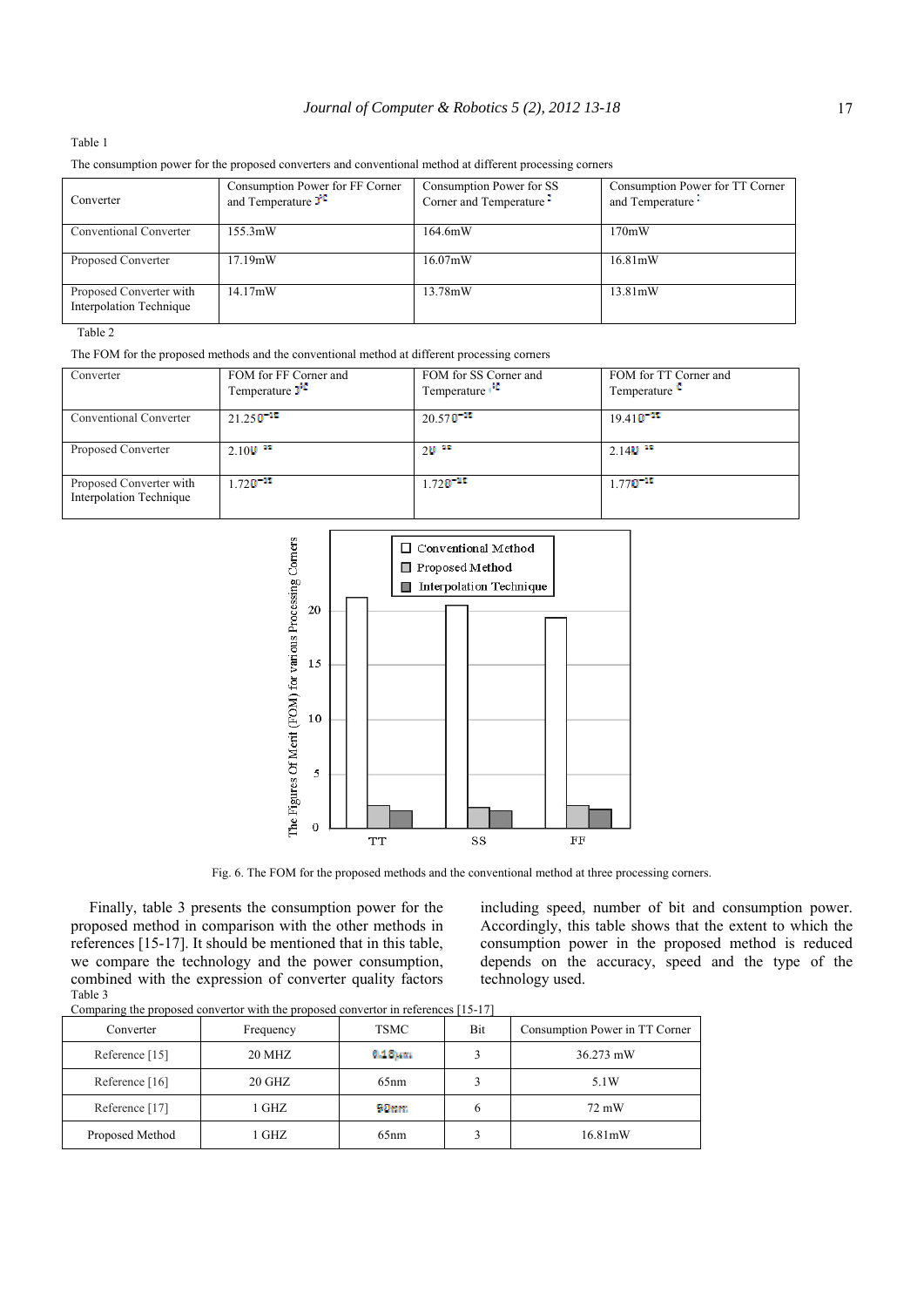Table 1

The consumption power for the proposed converters and conventional method at different processing corners

| Converter | Consumption Power for FF Corner and Temperature | Consumption Power for SS Corner and Temperature | Consumption Power for TT Corner and Temperature |
|---|---|---|---|
| Conventional Converter | 155.3mW | 164.6mW | 170mW |
| Proposed Converter | 17.19mW | 16.07mW | 16.81mW |
| Proposed Converter with Interpolation Technique | 14.17mW | 13.78mW | 13.81mW |

Table 2

The FOM for the proposed methods and the conventional method at different processing corners

| Converter | FOM for FF Corner and Temperature | FOM for SS Corner and Temperature | FOM for TT Corner and Temperature |
|---|---|---|---|
| Conventional Converter | 21.250 | 20.570 | 19.410 |
| Proposed Converter | 2.100 | 20 | 2.140 |
| Proposed Converter with Interpolation Technique | 1.720 | 1.720 | 1.770 |

Fig. 6. The FOM for the proposed methods and the conventional method at three processing corners.

Finally, table 3 presents the consumption power for the proposed method in comparison with the other methods in references [15-17]. It should be mentioned that in this table, we compare the technology and the power consumption, combined with the expression of converter quality factors including speed, number of bit and consumption power. Accordingly, this table shows that the extent to which the consumption power in the proposed method is reduced depends on the accuracy, speed and the type of the technology used.

Table 3

Comparing the proposed convertor with the proposed convertor in references [15-17]

| Converter | Frequency | TSMC | Bit | Consumption Power in TT Corner |
|---|---|---|---|---|
| Reference [15] | 20 MHZ | 0.18μm | 3 | 36.273 mW |
| Reference [16] | 20 GHZ | 65nm | 3 | 5.1W |
| Reference [17] | 1 GHZ | 90nm | 6 | 72 mW |
| Proposed Method | 1 GHZ | 65nm | 3 | 16.81mW |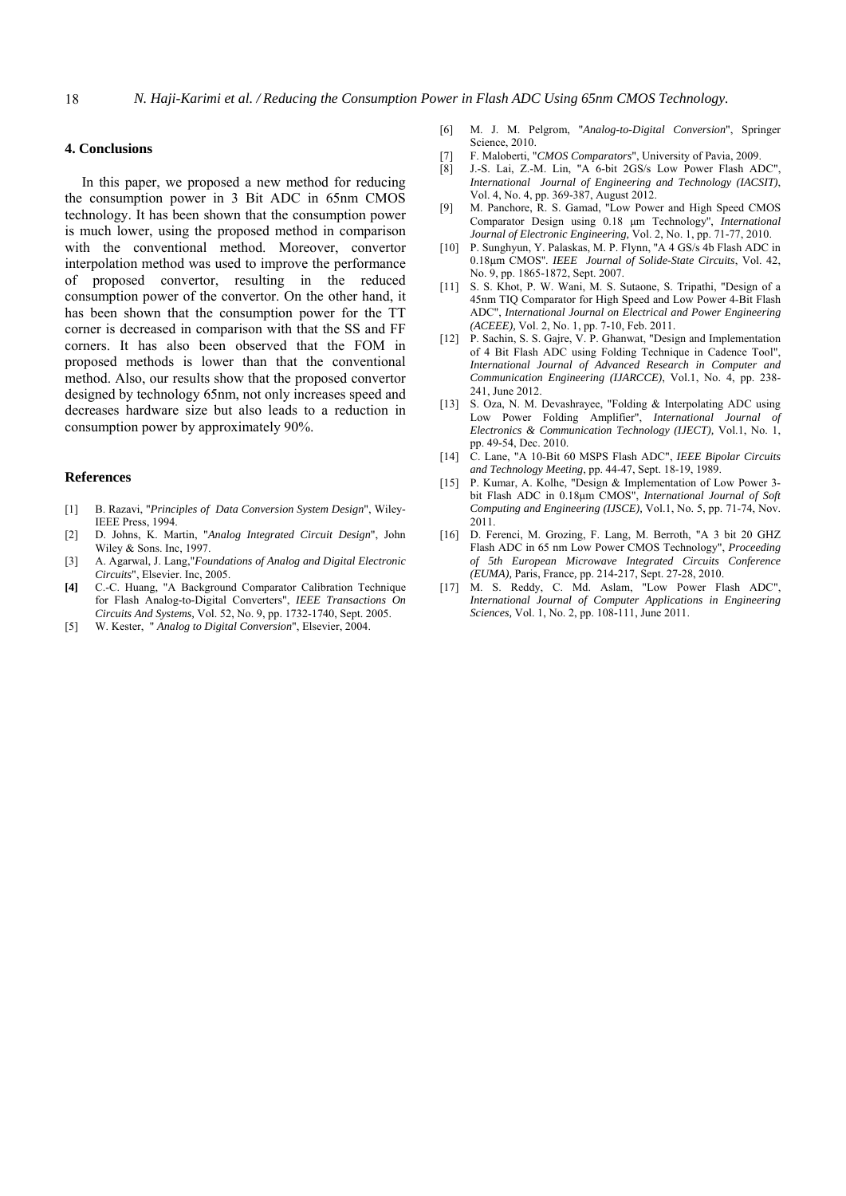## 4. Conclusions

In this paper, we proposed a new method for reducing the consumption power in 3 Bit ADC in 65nm CMOS technology. It has been shown that the consumption power is much lower, using the proposed method in comparison with the conventional method. Moreover, convertor interpolation method was used to improve the performance of proposed convertor, resulting in the reduced consumption power of the convertor. On the other hand, it has been shown that the consumption power for the TT corner is decreased in comparison with that the SS and FF corners. It has also been observed that the FOM in proposed methods is lower than that the conventional method. Also, our results show that the proposed convertor designed by technology 65nm, not only increases speed and decreases hardware size but also leads to a reduction in consumption power by approximately 90%.

## References

[1] B. Razavi, "*Principles of Data Conversion System Design*", Wiley-IEEE Press, 1994.

[2] D. Johns, K. Martin, "*Analog Integrated Circuit Design*", John Wiley & Sons. Inc, 1997.

[3] A. Agarwal, J. Lang,"*Foundations of Analog and Digital Electronic Circuits*", Elsevier. Inc, 2005.

**[4]** C.-C. Huang, "A Background Comparator Calibration Technique for Flash Analog-to-Digital Converters", *IEEE Transactions On Circuits And Systems,* Vol. 52, No. 9, pp. 1732-1740, Sept. 2005.

[5] W. Kester, " *Analog to Digital Conversion*", Elsevier, 2004.

[6] M. J. M. Pelgrom, "*Analog-to-Digital Conversion*", Springer Science, 2010.

[7] F. Maloberti, "*CMOS Comparators*", University of Pavia, 2009.

[8] J.-S. Lai, Z.-M. Lin, "A 6-bit 2GS/s Low Power Flash ADC", *International Journal of Engineering and Technology (IACSIT)*, Vol. 4, No. 4, pp. 369-387, August 2012.

[9] M. Panchore, R. S. Gamad, "Low Power and High Speed CMOS Comparator Design using 0.18 µm Technology", *International Journal of Electronic Engineering,* Vol. 2, No. 1, pp. 71-77, 2010.

[10] P. Sunghyun, Y. Palaskas, M. P. Flynn, "A 4 GS/s 4b Flash ADC in 0.18µm CMOS". *IEEE Journal of Solide-State Circuits*, Vol. 42, No. 9, pp. 1865-1872, Sept. 2007.

[11] S. S. Khot, P. W. Wani, M. S. Sutaone, S. Tripathi, "Design of a 45nm TIQ Comparator for High Speed and Low Power 4-Bit Flash ADC", *International Journal on Electrical and Power Engineering (ACEEE),* Vol. 2, No. 1, pp. 7-10, Feb. 2011.

[12] P. Sachin, S. S. Gajre, V. P. Ghanwat, "Design and Implementation of 4 Bit Flash ADC using Folding Technique in Cadence Tool", *International Journal of Advanced Research in Computer and Communication Engineering (IJARCCE)*, Vol.1, No. 4, pp. 238-241, June 2012.

[13] S. Oza, N. M. Devashrayee, "Folding & Interpolating ADC using Low Power Folding Amplifier", *International Journal of Electronics & Communication Technology (IJECT),* Vol.1, No. 1, pp. 49-54, Dec. 2010.

[14] C. Lane, "A 10-Bit 60 MSPS Flash ADC", *IEEE Bipolar Circuits and Technology Meeting*, pp. 44-47, Sept. 18-19, 1989.

[15] P. Kumar, A. Kolhe, "Design & Implementation of Low Power 3-bit Flash ADC in 0.18µm CMOS", *International Journal of Soft Computing and Engineering (IJSCE),* Vol.1, No. 5, pp. 71-74, Nov. 2011.

[16] D. Ferenci, M. Grozing, F. Lang, M. Berroth, "A 3 bit 20 GHZ Flash ADC in 65 nm Low Power CMOS Technology", *Proceeding of 5th European Microwave Integrated Circuits Conference (EUMA),* Paris, France, pp. 214-217, Sept. 27-28, 2010.

[17] M. S. Reddy, C. Md. Aslam, "Low Power Flash ADC", *International Journal of Computer Applications in Engineering Sciences,* Vol. 1, No. 2, pp. 108-111, June 2011.